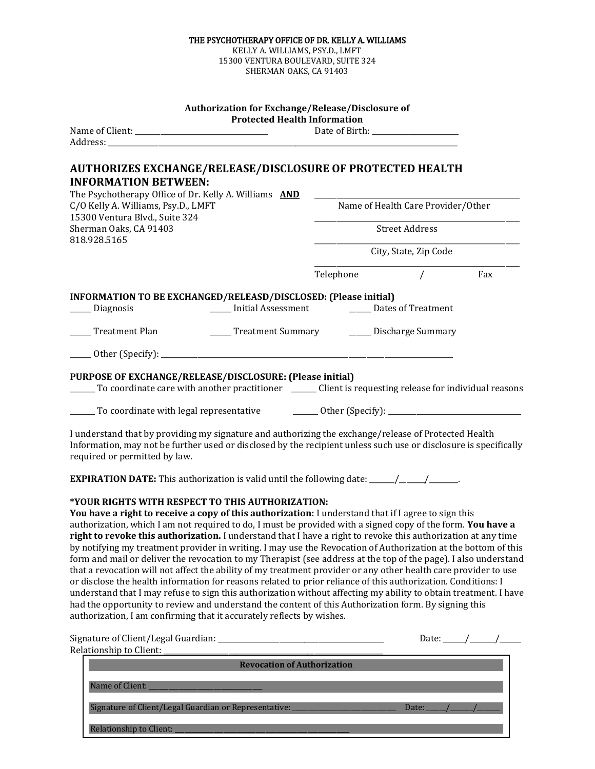THE PSYCHOTHERAPY OFFICE OF DR. KELLY A. WILLIAMS
KELLY A. WILLIAMS, PSY.D., LMFT
15300 VENTURA BOULEVARD, SUITE 324
SHERMAN OAKS, CA 91403

**Authorization for Exchange/Release/Disclosure of Protected Health Information**

Name of Client: ______________________________ Date of Birth: ____________________
Address: ____________________________________________________________________________

## AUTHORIZES EXCHANGE/RELEASE/DISCLOSURE OF PROTECTED HEALTH INFORMATION BETWEEN:

The Psychotherapy Office of Dr. Kelly A. Williams **AND**
C/O Kelly A. Williams, Psy.D., LMFT
15300 Ventura Blvd., Suite 324
Sherman Oaks, CA 91403
818.928.5165

______________________________________________
Name of Health Care Provider/Other
______________________________________________
Street Address
______________________________________________
City, State, Zip Code
______________________________________________
Telephone / Fax

**INFORMATION TO BE EXCHANGED/RELEASD/DISCLOSED: (Please initial)**

_____ Diagnosis _____ Initial Assessment _____ Dates of Treatment

_____ Treatment Plan _____ Treatment Summary _____ Discharge Summary

_____ Other (Specify): ____________________________________________________________

**PURPOSE OF EXCHANGE/RELEASE/DISCLOSURE: (Please initial)**

_____ To coordinate care with another practitioner _____ Client is requesting release for individual reasons

_____ To coordinate with legal representative _____ Other (Specify): ____________________________

I understand that by providing my signature and authorizing the exchange/release of Protected Health Information, may not be further used or disclosed by the recipient unless such use or disclosure is specifically required or permitted by law.

**EXPIRATION DATE:** This authorization is valid until the following date: ______/______/______.

**\*YOUR RIGHTS WITH RESPECT TO THIS AUTHORIZATION:**
**You have a right to receive a copy of this authorization:** I understand that if I agree to sign this authorization, which I am not required to do, I must be provided with a signed copy of the form. **You have a right to revoke this authorization.** I understand that I have a right to revoke this authorization at any time by notifying my treatment provider in writing. I may use the Revocation of Authorization at the bottom of this form and mail or deliver the revocation to my Therapist (see address at the top of the page). I also understand that a revocation will not affect the ability of my treatment provider or any other health care provider to use or disclose the health information for reasons related to prior reliance of this authorization. Conditions: I understand that I may refuse to sign this authorization without affecting my ability to obtain treatment. I have had the opportunity to review and understand the content of this Authorization form. By signing this authorization, I am confirming that it accurately reflects by wishes.

Signature of Client/Legal Guardian: ________________________________ Date: _____/______/_____
Relationship to Client: ____________________________________________

**Revocation of Authorization**

Name of Client: ____________________________

Signature of Client/Legal Guardian or Representative: ________________________ Date: _____/______/_____

Relationship to Client: ____________________________________________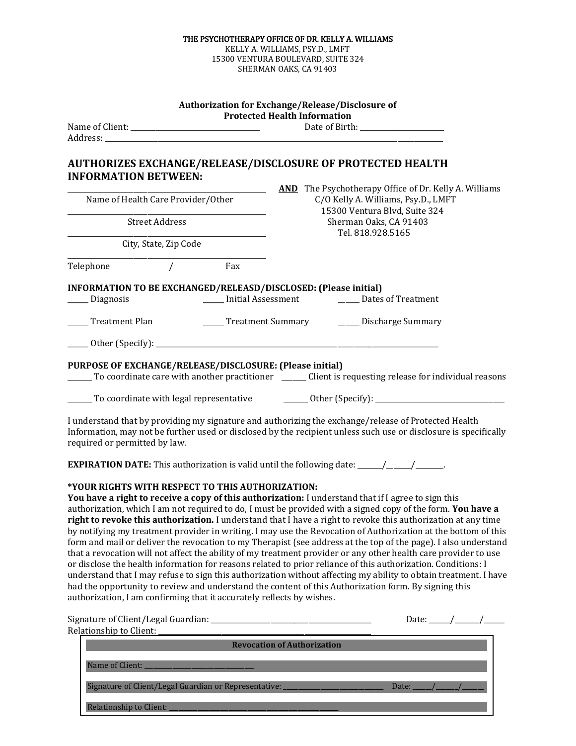THE PSYCHOTHERAPY OFFICE OF DR. KELLY A. WILLIAMS
KELLY A. WILLIAMS, PSY.D., LMFT
15300 VENTURA BOULEVARD, SUITE 324
SHERMAN OAKS, CA 91403

**Authorization for Exchange/Release/Disclosure of Protected Health Information**

Name of Client: ______________________ Date of Birth: ______________
Address: ________________________________________________________________

## AUTHORIZES EXCHANGE/RELEASE/DISCLOSURE OF PROTECTED HEALTH INFORMATION BETWEEN:

______________________________
Name of Health Care Provider/Other
______________________________
Street Address
______________________________
City, State, Zip Code
______________________________
Telephone / Fax

**AND** The Psychotherapy Office of Dr. Kelly A. Williams
C/O Kelly A. Williams, Psy.D., LMFT
15300 Ventura Blvd, Suite 324
Sherman Oaks, CA 91403
Tel. 818.928.5165

**INFORMATION TO BE EXCHANGED/RELEASD/DISCLOSED: (Please initial)**

_____ Diagnosis _____ Initial Assessment _____ Dates of Treatment

_____ Treatment Plan _____ Treatment Summary _____ Discharge Summary

_____ Other (Specify): ____________________________________________

**PURPOSE OF EXCHANGE/RELEASE/DISCLOSURE: (Please initial)**

_____ To coordinate care with another practitioner _____ Client is requesting release for individual reasons

_____ To coordinate with legal representative _____ Other (Specify): ____________________

I understand that by providing my signature and authorizing the exchange/release of Protected Health Information, may not be further used or disclosed by the recipient unless such use or disclosure is specifically required or permitted by law.

**EXPIRATION DATE:** This authorization is valid until the following date: _____/_____/______.

**\*YOUR RIGHTS WITH RESPECT TO THIS AUTHORIZATION:**
**You have a right to receive a copy of this authorization:** I understand that if I agree to sign this authorization, which I am not required to do, I must be provided with a signed copy of the form. **You have a right to revoke this authorization.** I understand that I have a right to revoke this authorization at any time by notifying my treatment provider in writing. I may use the Revocation of Authorization at the bottom of this form and mail or deliver the revocation to my Therapist (see address at the top of the page). I also understand that a revocation will not affect the ability of my treatment provider or any other health care provider to use or disclose the health information for reasons related to prior reliance of this authorization. Conditions: I understand that I may refuse to sign this authorization without affecting my ability to obtain treatment. I have had the opportunity to review and understand the content of this Authorization form. By signing this authorization, I am confirming that it accurately reflects by wishes.

Signature of Client/Legal Guardian: ______________________________ Date: _____/_____/_____
Relationship to Client: ______________________________

**Revocation of Authorization**

Name of Client: ______________________

Signature of Client/Legal Guardian or Representative: ____________________ Date: _____/_____/_____

Relationship to Client: ______________________________